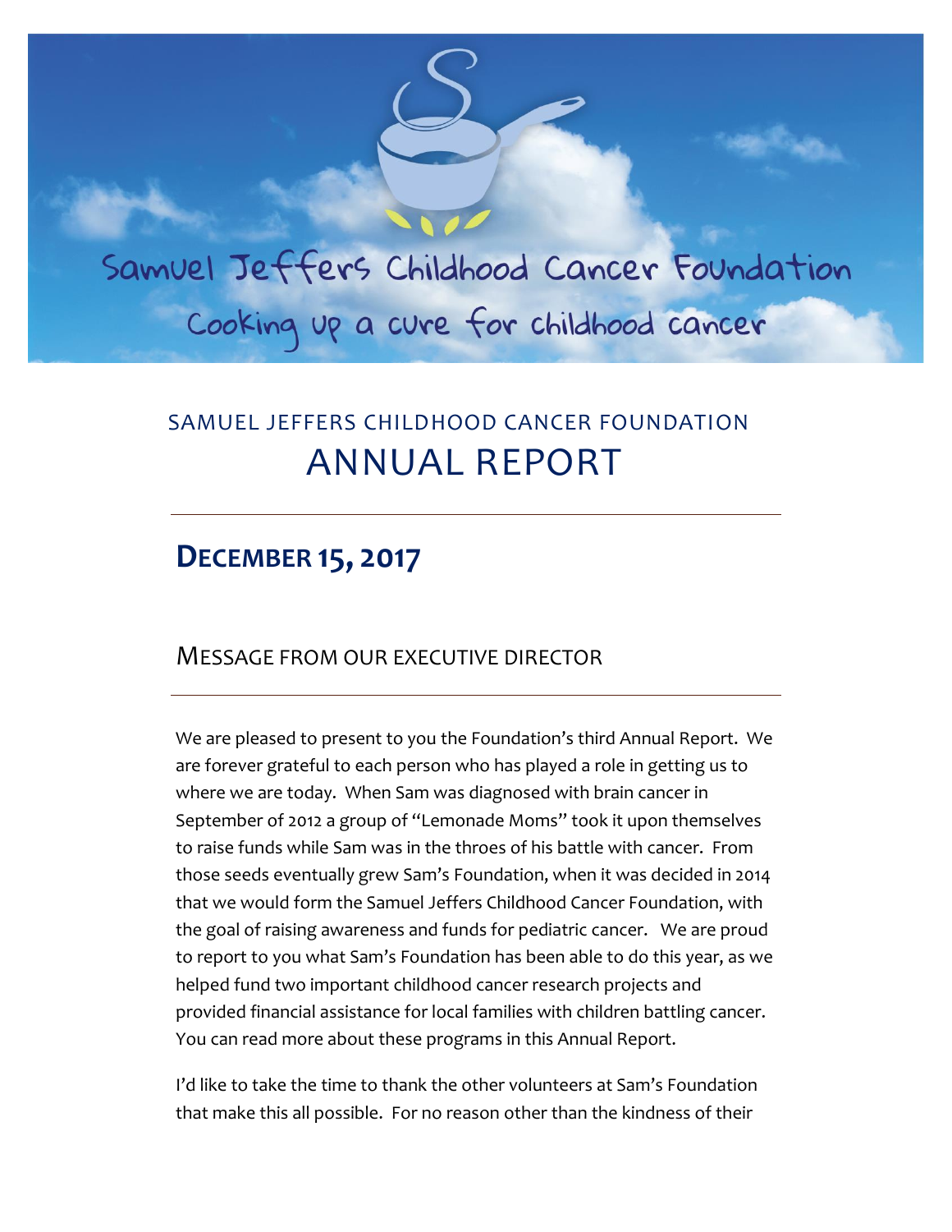Samuel Jeffers Childhood Cancer Foundation

Cooking up a cure for childhood cancer

# SAMUEL JEFFERS CHILDHOOD CANCER FOUNDATION ANNUAL REPORT

## DECEMBER 15, 2017

### MESSAGE FROM OUR EXECUTIVE DIRECTOR

We are pleased to present to you the Foundation's third Annual Report. We are forever grateful to each person who has played a role in getting us to where we are today. When Sam was diagnosed with brain cancer in September of 2012 a group of "Lemonade Moms" took it upon themselves to raise funds while Sam was in the throes of his battle with cancer. From those seeds eventually grew Sam's Foundation, when it was decided in 2014 that we would form the Samuel Jeffers Childhood Cancer Foundation, with the goal of raising awareness and funds for pediatric cancer. We are proud to report to you what Sam's Foundation has been able to do this year, as we helped fund two important childhood cancer research projects and provided financial assistance for local families with children battling cancer. You can read more about these programs in this Annual Report.

I'd like to take the time to thank the other volunteers at Sam's Foundation that make this all possible. For no reason other than the kindness of their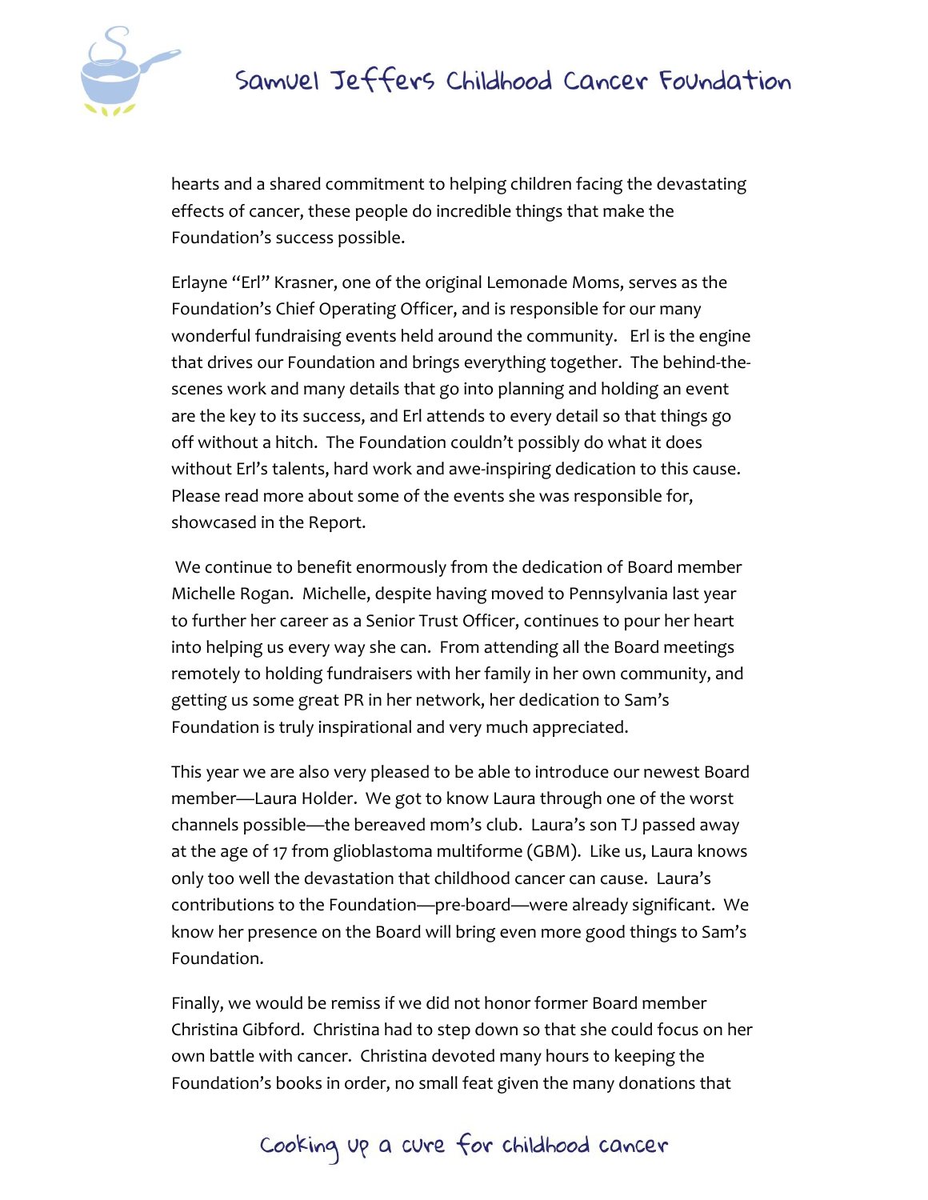hearts and a shared commitment to helping children facing the devastating effects of cancer, these people do incredible things that make the Foundation's success possible.

Erlayne "Erl" Krasner, one of the original Lemonade Moms, serves as the Foundation's Chief Operating Officer, and is responsible for our many wonderful fundraising events held around the community. Erl is the engine that drives our Foundation and brings everything together. The behind-the-scenes work and many details that go into planning and holding an event are the key to its success, and Erl attends to every detail so that things go off without a hitch. The Foundation couldn't possibly do what it does without Erl's talents, hard work and awe-inspiring dedication to this cause. Please read more about some of the events she was responsible for, showcased in the Report.

We continue to benefit enormously from the dedication of Board member Michelle Rogan. Michelle, despite having moved to Pennsylvania last year to further her career as a Senior Trust Officer, continues to pour her heart into helping us every way she can. From attending all the Board meetings remotely to holding fundraisers with her family in her own community, and getting us some great PR in her network, her dedication to Sam's Foundation is truly inspirational and very much appreciated.

This year we are also very pleased to be able to introduce our newest Board member—Laura Holder. We got to know Laura through one of the worst channels possible—the bereaved mom's club. Laura's son TJ passed away at the age of 17 from glioblastoma multiforme (GBM). Like us, Laura knows only too well the devastation that childhood cancer can cause. Laura's contributions to the Foundation—pre-board—were already significant. We know her presence on the Board will bring even more good things to Sam's Foundation.

Finally, we would be remiss if we did not honor former Board member Christina Gibford. Christina had to step down so that she could focus on her own battle with cancer. Christina devoted many hours to keeping the Foundation's books in order, no small feat given the many donations that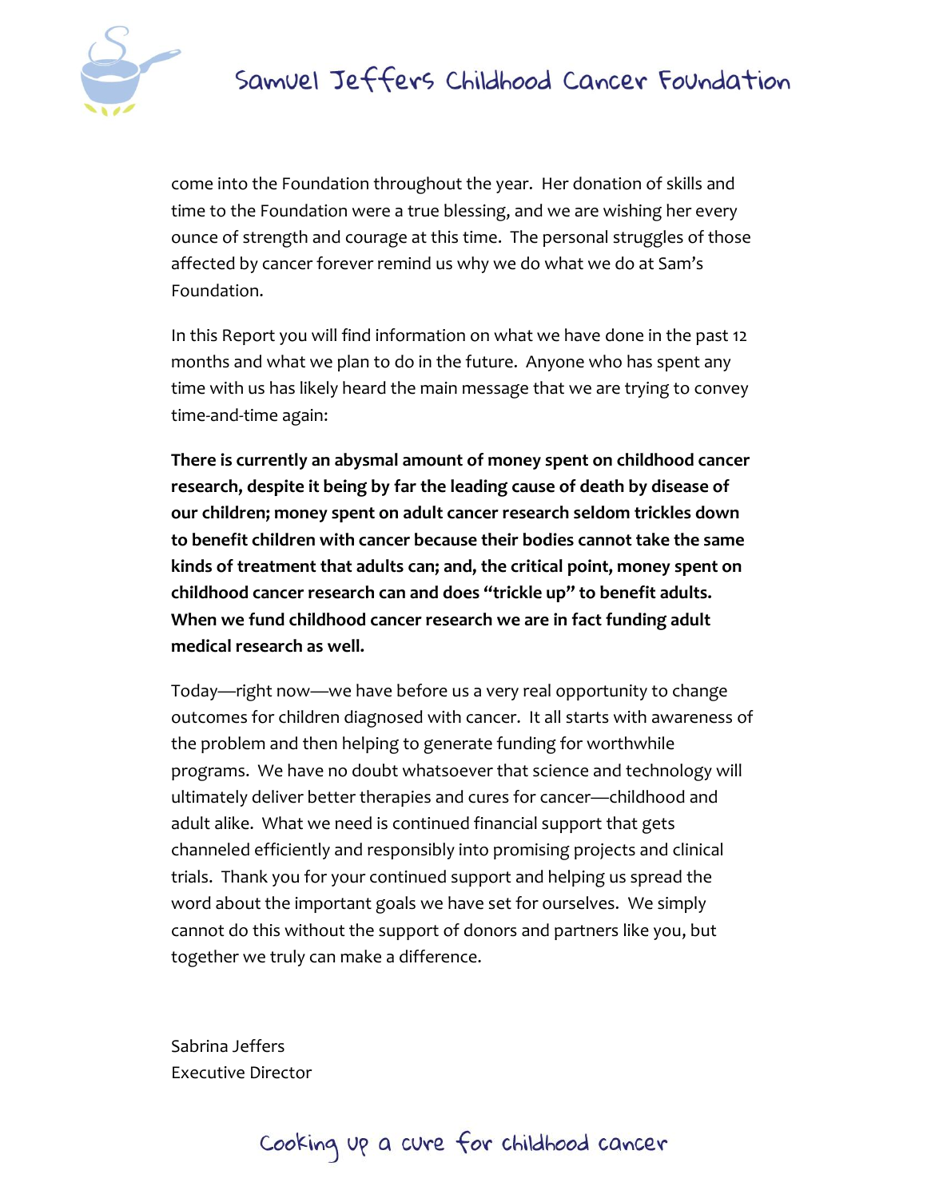come into the Foundation throughout the year. Her donation of skills and time to the Foundation were a true blessing, and we are wishing her every ounce of strength and courage at this time. The personal struggles of those affected by cancer forever remind us why we do what we do at Sam's Foundation.

In this Report you will find information on what we have done in the past 12 months and what we plan to do in the future. Anyone who has spent any time with us has likely heard the main message that we are trying to convey time-and-time again:

**There is currently an abysmal amount of money spent on childhood cancer research, despite it being by far the leading cause of death by disease of our children; money spent on adult cancer research seldom trickles down to benefit children with cancer because their bodies cannot take the same kinds of treatment that adults can; and, the critical point, money spent on childhood cancer research can and does "trickle up" to benefit adults. When we fund childhood cancer research we are in fact funding adult medical research as well.**

Today—right now—we have before us a very real opportunity to change outcomes for children diagnosed with cancer. It all starts with awareness of the problem and then helping to generate funding for worthwhile programs. We have no doubt whatsoever that science and technology will ultimately deliver better therapies and cures for cancer—childhood and adult alike. What we need is continued financial support that gets channeled efficiently and responsibly into promising projects and clinical trials. Thank you for your continued support and helping us spread the word about the important goals we have set for ourselves. We simply cannot do this without the support of donors and partners like you, but together we truly can make a difference.

Sabrina Jeffers
Executive Director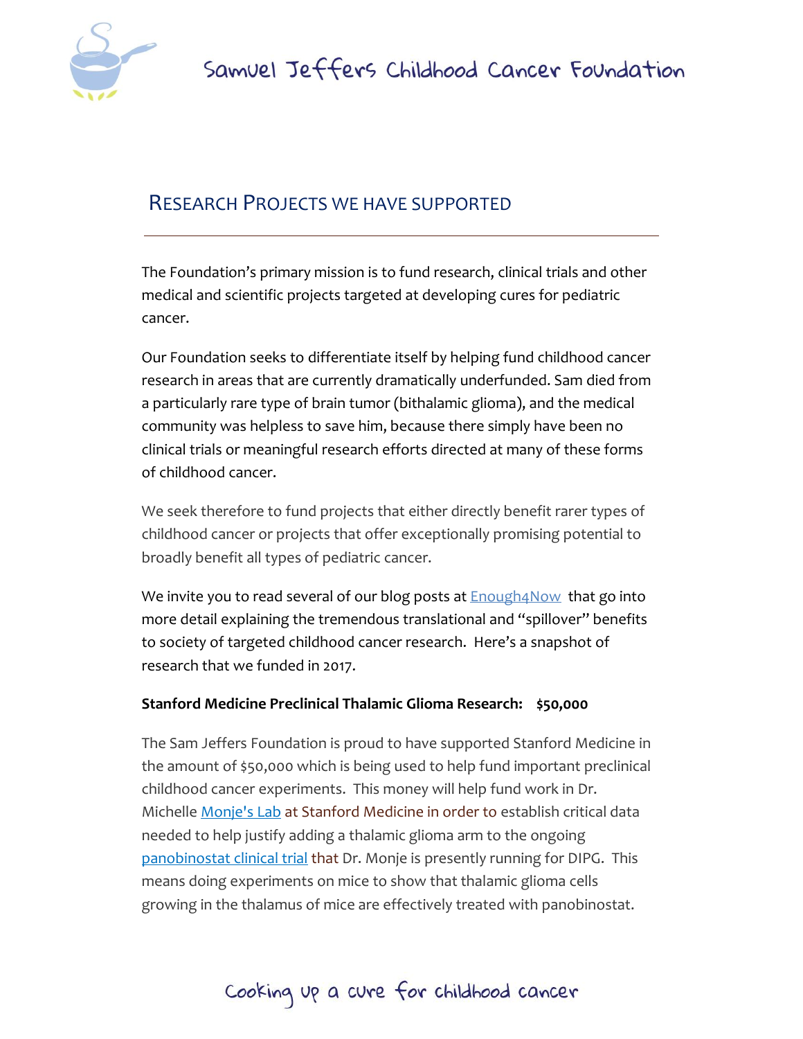## RESEARCH PROJECTS WE HAVE SUPPORTED

The Foundation's primary mission is to fund research, clinical trials and other medical and scientific projects targeted at developing cures for pediatric cancer.

Our Foundation seeks to differentiate itself by helping fund childhood cancer research in areas that are currently dramatically underfunded. Sam died from a particularly rare type of brain tumor (bithalamic glioma), and the medical community was helpless to save him, because there simply have been no clinical trials or meaningful research efforts directed at many of these forms of childhood cancer.

We seek therefore to fund projects that either directly benefit rarer types of childhood cancer or projects that offer exceptionally promising potential to broadly benefit all types of pediatric cancer.

We invite you to read several of our blog posts at Enough4Now that go into more detail explaining the tremendous translational and "spillover" benefits to society of targeted childhood cancer research. Here's a snapshot of research that we funded in 2017.

**Stanford Medicine Preclinical Thalamic Glioma Research: $50,000**

The Sam Jeffers Foundation is proud to have supported Stanford Medicine in the amount of $50,000 which is being used to help fund important preclinical childhood cancer experiments. This money will help fund work in Dr. Michelle Monje's Lab at Stanford Medicine in order to establish critical data needed to help justify adding a thalamic glioma arm to the ongoing panobinostat clinical trial that Dr. Monje is presently running for DIPG. This means doing experiments on mice to show that thalamic glioma cells growing in the thalamus of mice are effectively treated with panobinostat.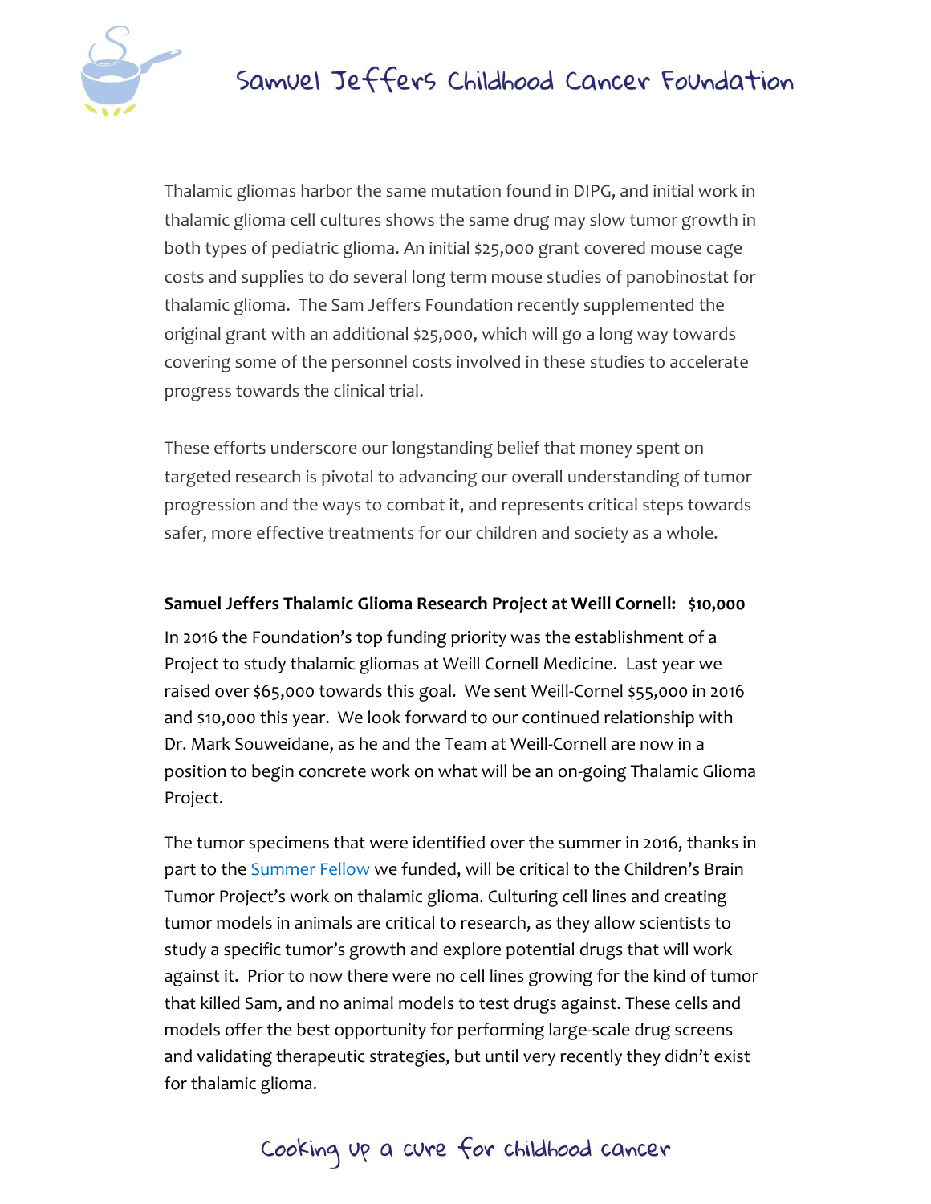Thalamic gliomas harbor the same mutation found in DIPG, and initial work in thalamic glioma cell cultures shows the same drug may slow tumor growth in both types of pediatric glioma. An initial $25,000 grant covered mouse cage costs and supplies to do several long term mouse studies of panobinostat for thalamic glioma. The Sam Jeffers Foundation recently supplemented the original grant with an additional $25,000, which will go a long way towards covering some of the personnel costs involved in these studies to accelerate progress towards the clinical trial.

These efforts underscore our longstanding belief that money spent on targeted research is pivotal to advancing our overall understanding of tumor progression and the ways to combat it, and represents critical steps towards safer, more effective treatments for our children and society as a whole.

**Samuel Jeffers Thalamic Glioma Research Project at Weill Cornell: $10,000**

In 2016 the Foundation's top funding priority was the establishment of a Project to study thalamic gliomas at Weill Cornell Medicine. Last year we raised over $65,000 towards this goal. We sent Weill-Cornel $55,000 in 2016 and $10,000 this year. We look forward to our continued relationship with Dr. Mark Souweidane, as he and the Team at Weill-Cornell are now in a position to begin concrete work on what will be an on-going Thalamic Glioma Project.

The tumor specimens that were identified over the summer in 2016, thanks in part to the Summer Fellow we funded, will be critical to the Children's Brain Tumor Project's work on thalamic glioma. Culturing cell lines and creating tumor models in animals are critical to research, as they allow scientists to study a specific tumor's growth and explore potential drugs that will work against it. Prior to now there were no cell lines growing for the kind of tumor that killed Sam, and no animal models to test drugs against. These cells and models offer the best opportunity for performing large-scale drug screens and validating therapeutic strategies, but until very recently they didn't exist for thalamic glioma.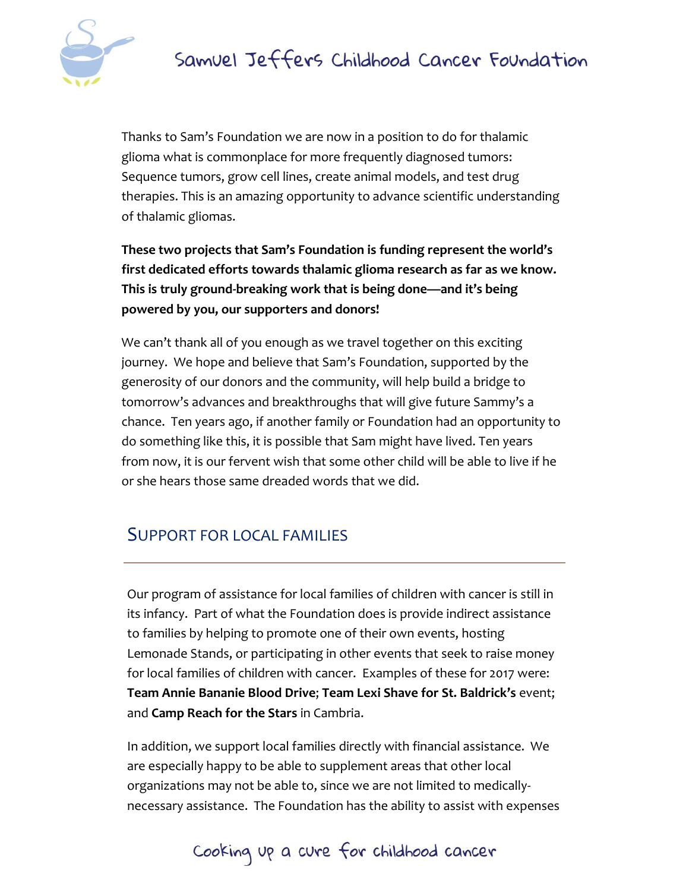Thanks to Sam's Foundation we are now in a position to do for thalamic glioma what is commonplace for more frequently diagnosed tumors: Sequence tumors, grow cell lines, create animal models, and test drug therapies. This is an amazing opportunity to advance scientific understanding of thalamic gliomas.

**These two projects that Sam's Foundation is funding represent the world's first dedicated efforts towards thalamic glioma research as far as we know. This is truly ground-breaking work that is being done—and it's being powered by you, our supporters and donors!**

We can't thank all of you enough as we travel together on this exciting journey. We hope and believe that Sam's Foundation, supported by the generosity of our donors and the community, will help build a bridge to tomorrow's advances and breakthroughs that will give future Sammy's a chance. Ten years ago, if another family or Foundation had an opportunity to do something like this, it is possible that Sam might have lived. Ten years from now, it is our fervent wish that some other child will be able to live if he or she hears those same dreaded words that we did.

## Support for Local Families

Our program of assistance for local families of children with cancer is still in its infancy. Part of what the Foundation does is provide indirect assistance to families by helping to promote one of their own events, hosting Lemonade Stands, or participating in other events that seek to raise money for local families of children with cancer. Examples of these for 2017 were: **Team Annie Bananie Blood Drive**; **Team Lexi Shave for St. Baldrick's** event; and **Camp Reach for the Stars** in Cambria.

In addition, we support local families directly with financial assistance. We are especially happy to be able to supplement areas that other local organizations may not be able to, since we are not limited to medically-necessary assistance. The Foundation has the ability to assist with expenses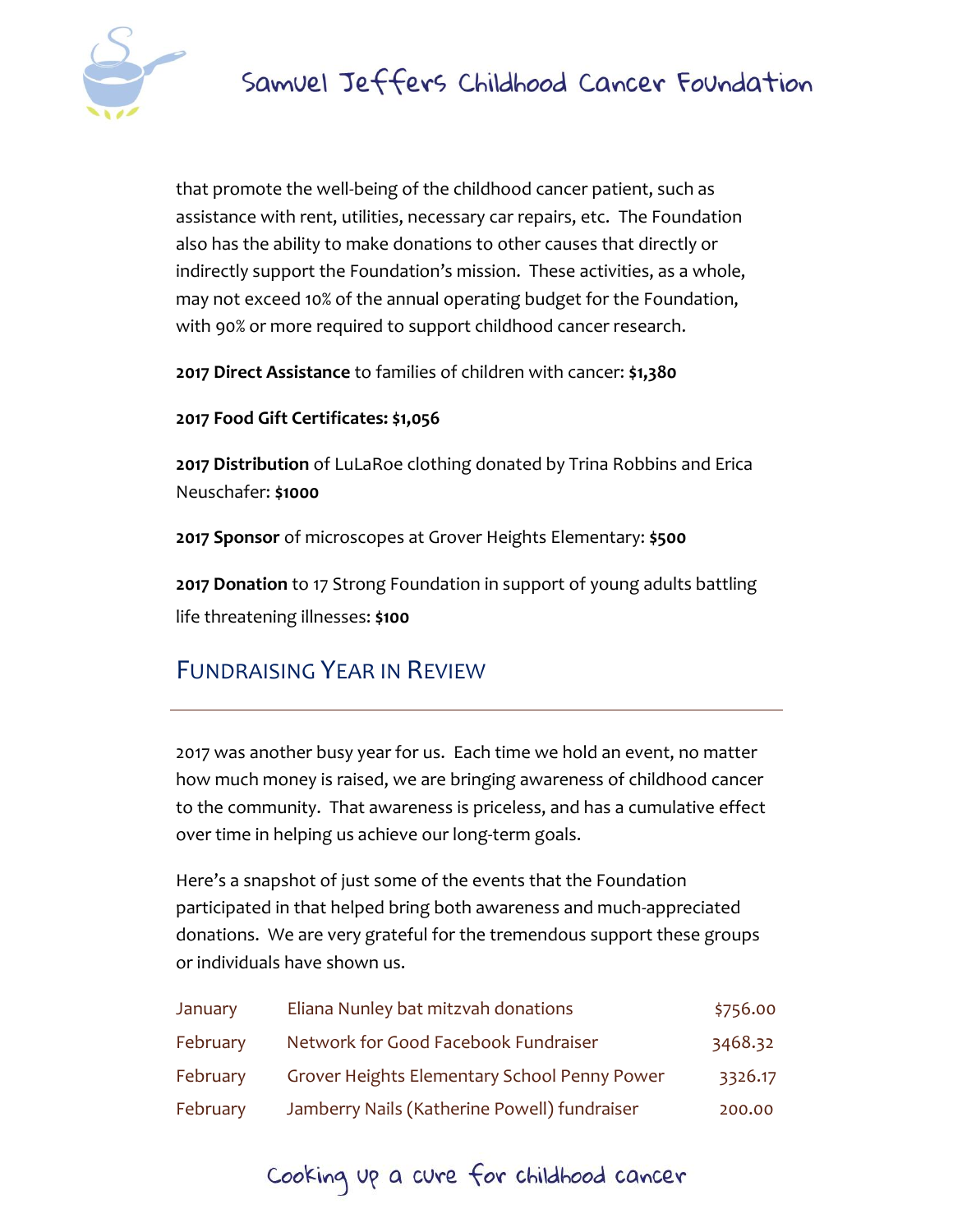that promote the well-being of the childhood cancer patient, such as assistance with rent, utilities, necessary car repairs, etc. The Foundation also has the ability to make donations to other causes that directly or indirectly support the Foundation's mission. These activities, as a whole, may not exceed 10% of the annual operating budget for the Foundation, with 90% or more required to support childhood cancer research.

**2017 Direct Assistance** to families of children with cancer: **$1,380**

**2017 Food Gift Certificates: $1,056**

**2017 Distribution** of LuLaRoe clothing donated by Trina Robbins and Erica Neuschafer: **$1000**

**2017 Sponsor** of microscopes at Grover Heights Elementary: **$500**

**2017 Donation** to 17 Strong Foundation in support of young adults battling life threatening illnesses: **$100**

## Fundraising Year in Review

2017 was another busy year for us. Each time we hold an event, no matter how much money is raised, we are bringing awareness of childhood cancer to the community. That awareness is priceless, and has a cumulative effect over time in helping us achieve our long-term goals.

Here's a snapshot of just some of the events that the Foundation participated in that helped bring both awareness and much-appreciated donations. We are very grateful for the tremendous support these groups or individuals have shown us.

| | | |
|---|---|---|
| January | Eliana Nunley bat mitzvah donations | $756.00 |
| February | Network for Good Facebook Fundraiser | 3468.32 |
| February | Grover Heights Elementary School Penny Power | 3326.17 |
| February | Jamberry Nails (Katherine Powell) fundraiser | 200.00 |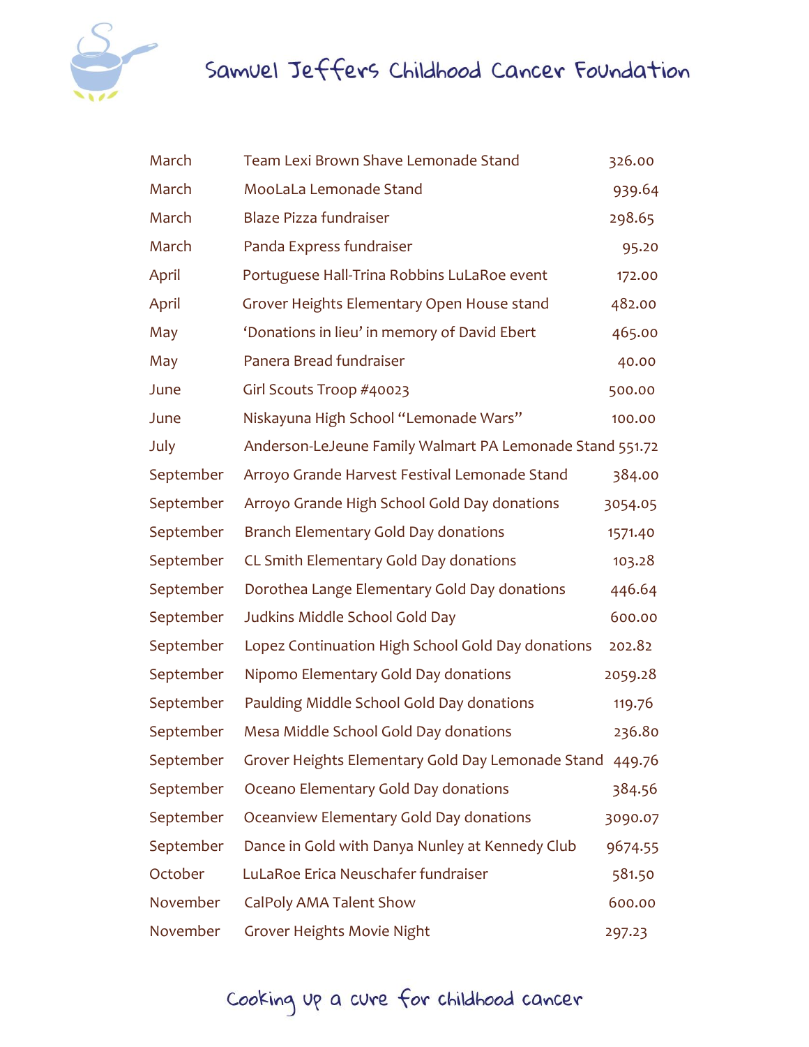# Samuel Jeffers Childhood Cancer Foundation

| | | |
|---|---|---|
| March | Team Lexi Brown Shave Lemonade Stand | 326.00 |
| March | MooLaLa Lemonade Stand | 939.64 |
| March | Blaze Pizza fundraiser | 298.65 |
| March | Panda Express fundraiser | 95.20 |
| April | Portuguese Hall-Trina Robbins LuLaRoe event | 172.00 |
| April | Grover Heights Elementary Open House stand | 482.00 |
| May | 'Donations in lieu' in memory of David Ebert | 465.00 |
| May | Panera Bread fundraiser | 40.00 |
| June | Girl Scouts Troop #40023 | 500.00 |
| June | Niskayuna High School "Lemonade Wars" | 100.00 |
| July | Anderson-LeJeune Family Walmart PA Lemonade Stand | 551.72 |
| September | Arroyo Grande Harvest Festival Lemonade Stand | 384.00 |
| September | Arroyo Grande High School Gold Day donations | 3054.05 |
| September | Branch Elementary Gold Day donations | 1571.40 |
| September | CL Smith Elementary Gold Day donations | 103.28 |
| September | Dorothea Lange Elementary Gold Day donations | 446.64 |
| September | Judkins Middle School Gold Day | 600.00 |
| September | Lopez Continuation High School Gold Day donations | 202.82 |
| September | Nipomo Elementary Gold Day donations | 2059.28 |
| September | Paulding Middle School Gold Day donations | 119.76 |
| September | Mesa Middle School Gold Day donations | 236.80 |
| September | Grover Heights Elementary Gold Day Lemonade Stand | 449.76 |
| September | Oceano Elementary Gold Day donations | 384.56 |
| September | Oceanview Elementary Gold Day donations | 3090.07 |
| September | Dance in Gold with Danya Nunley at Kennedy Club | 9674.55 |
| October | LuLaRoe Erica Neuschafer fundraiser | 581.50 |
| November | CalPoly AMA Talent Show | 600.00 |
| November | Grover Heights Movie Night | 297.23 |

Cooking up a cure for childhood cancer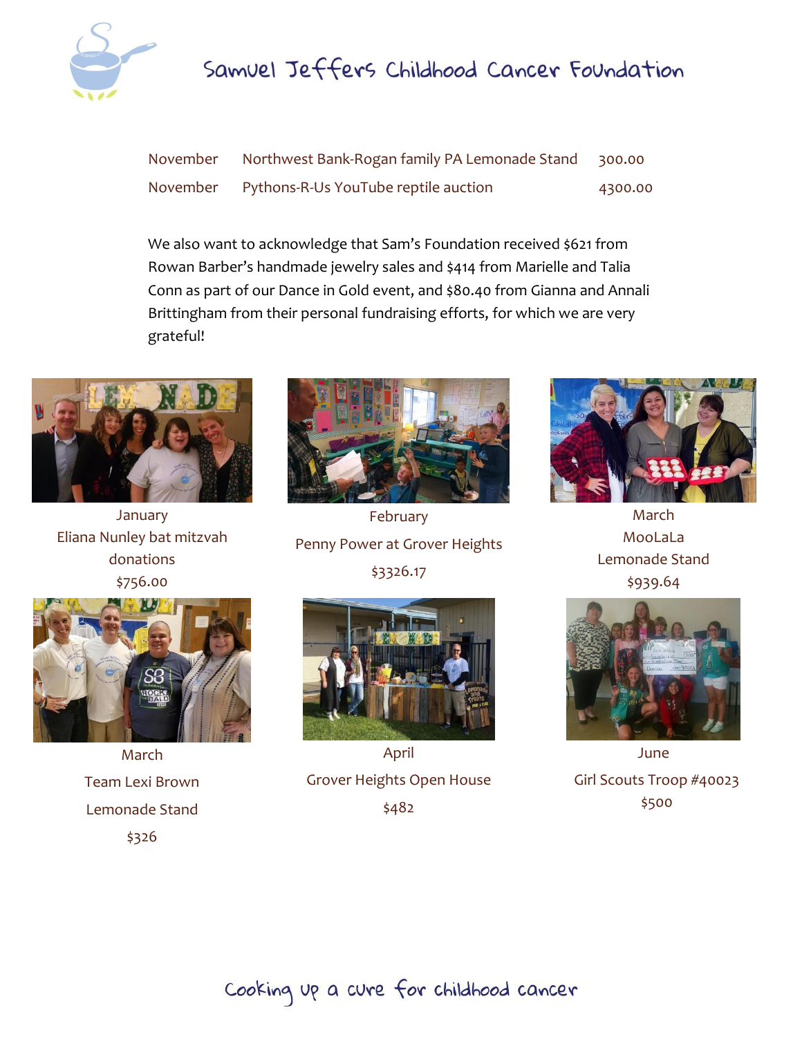# Samuel Jeffers Childhood Cancer Foundation

| | | |
|---|---|---|
| November | Northwest Bank-Rogan family PA Lemonade Stand | 300.00 |
| November | Pythons-R-Us YouTube reptile auction | 4300.00 |

We also want to acknowledge that Sam's Foundation received $621 from Rowan Barber's handmade jewelry sales and $414 from Marielle and Talia Conn as part of our Dance in Gold event, and $80.40 from Gianna and Annali Brittingham from their personal fundraising efforts, for which we are very grateful!

January
Eliana Nunley bat mitzvah donations
$756.00

February
Penny Power at Grover Heights
$3326.17

March
MooLaLa
Lemonade Stand
$939.64

March
Team Lexi Brown
Lemonade Stand
$326

April
Grover Heights Open House
$482

June
Girl Scouts Troop #40023
$500

Cooking up a cure for childhood cancer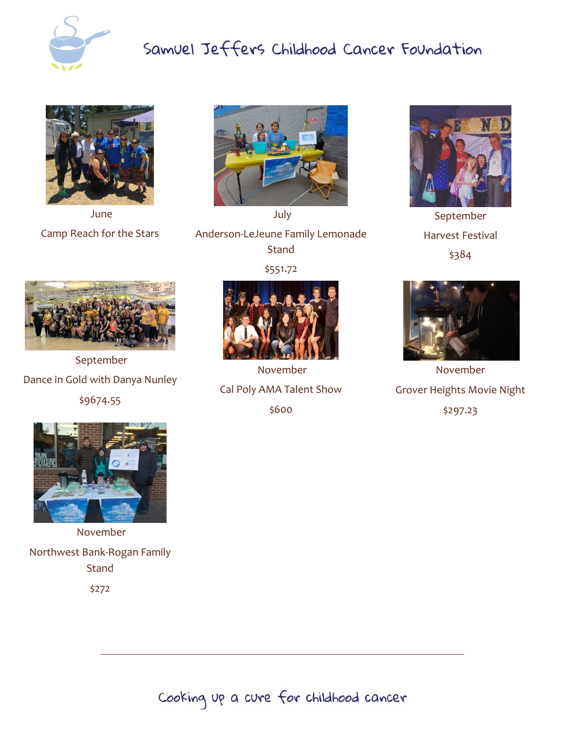# Samuel Jeffers Childhood Cancer Foundation

June

Camp Reach for the Stars

July

Anderson-LeJeune Family Lemonade Stand

$551.72

September

Harvest Festival

$384

September

Dance in Gold with Danya Nunley

$9674.55

November

Cal Poly AMA Talent Show

$600

November

Grover Heights Movie Night

$297.23

November

Northwest Bank-Rogan Family Stand

$272

Cooking up a cure for childhood cancer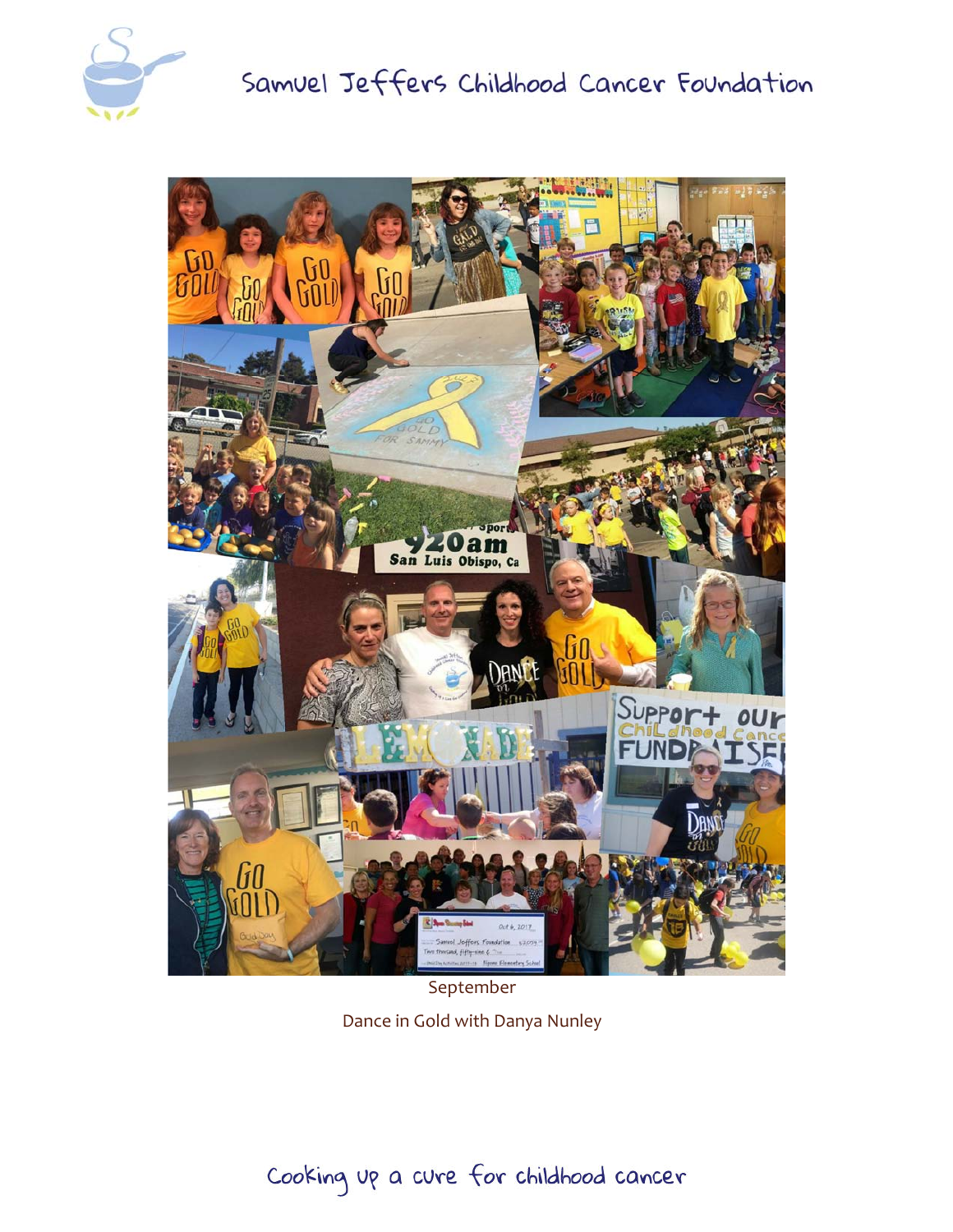# Samuel Jeffers Childhood Cancer Foundation

September

Dance in Gold with Danya Nunley

Cooking up a cure for childhood cancer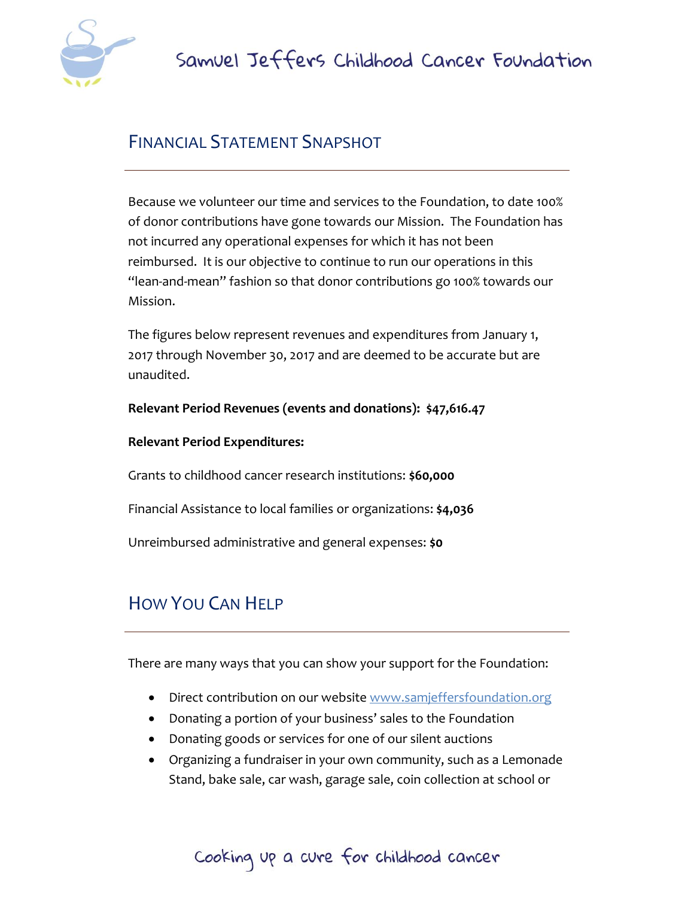## Financial Statement Snapshot

Because we volunteer our time and services to the Foundation, to date 100% of donor contributions have gone towards our Mission. The Foundation has not incurred any operational expenses for which it has not been reimbursed. It is our objective to continue to run our operations in this "lean-and-mean" fashion so that donor contributions go 100% towards our Mission.

The figures below represent revenues and expenditures from January 1, 2017 through November 30, 2017 and are deemed to be accurate but are unaudited.

**Relevant Period Revenues (events and donations): $47,616.47**

**Relevant Period Expenditures:**

Grants to childhood cancer research institutions: **$60,000**

Financial Assistance to local families or organizations: **$4,036**

Unreimbursed administrative and general expenses: **$0**

## How You Can Help

There are many ways that you can show your support for the Foundation:

- Direct contribution on our website www.samjeffersfoundation.org
- Donating a portion of your business' sales to the Foundation
- Donating goods or services for one of our silent auctions
- Organizing a fundraiser in your own community, such as a Lemonade Stand, bake sale, car wash, garage sale, coin collection at school or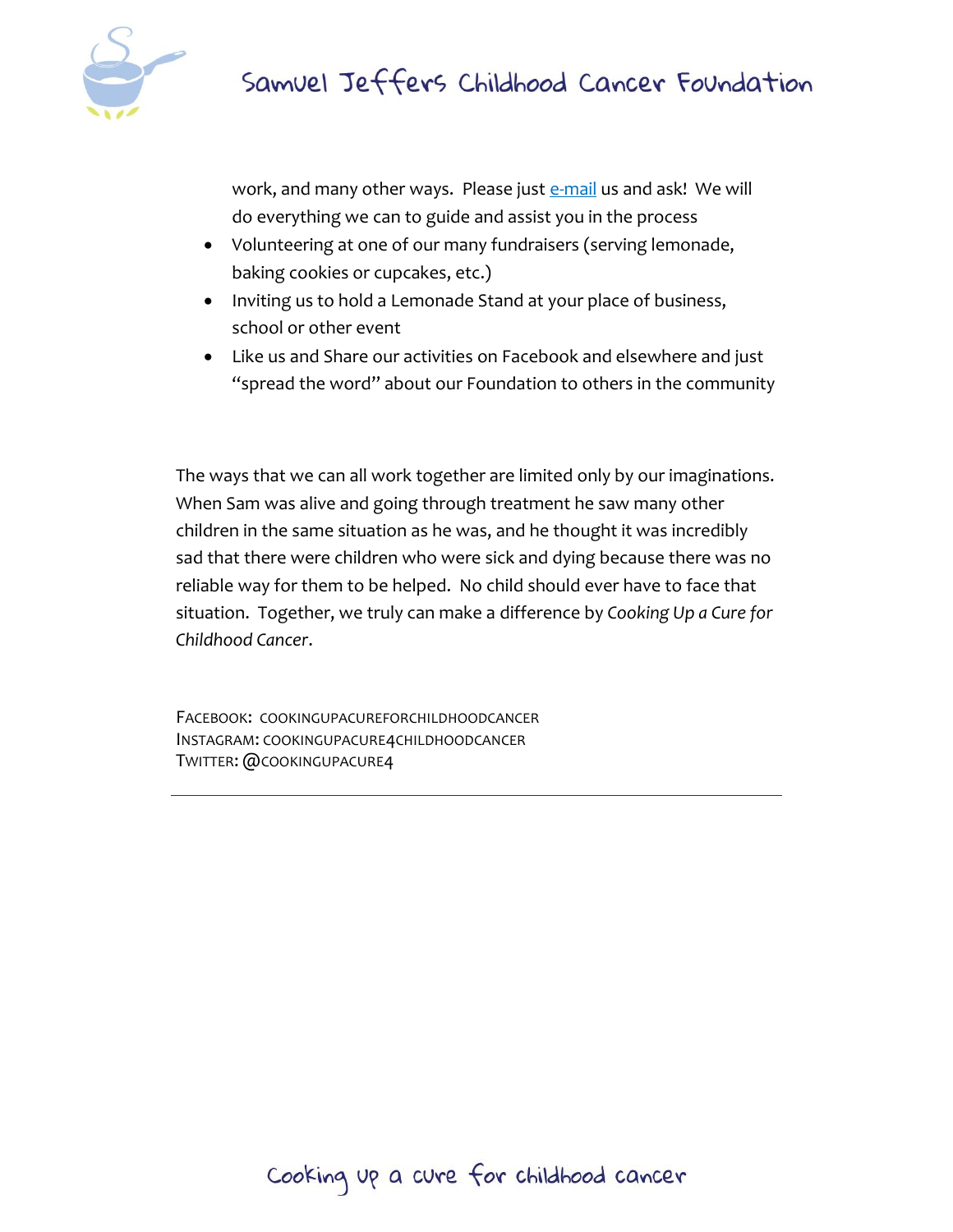work, and many other ways. Please just [e-mail](#) us and ask! We will do everything we can to guide and assist you in the process

- Volunteering at one of our many fundraisers (serving lemonade, baking cookies or cupcakes, etc.)
- Inviting us to hold a Lemonade Stand at your place of business, school or other event
- Like us and Share our activities on Facebook and elsewhere and just "spread the word" about our Foundation to others in the community

The ways that we can all work together are limited only by our imaginations. When Sam was alive and going through treatment he saw many other children in the same situation as he was, and he thought it was incredibly sad that there were children who were sick and dying because there was no reliable way for them to be helped. No child should ever have to face that situation. Together, we truly can make a difference by *Cooking Up a Cure for Childhood Cancer*.

FACEBOOK: COOKINGUPACUREFORCHILDHOODCANCER
INSTAGRAM: COOKINGUPACURE4CHILDHOODCANCER
TWITTER: @COOKINGUPACURE4

---